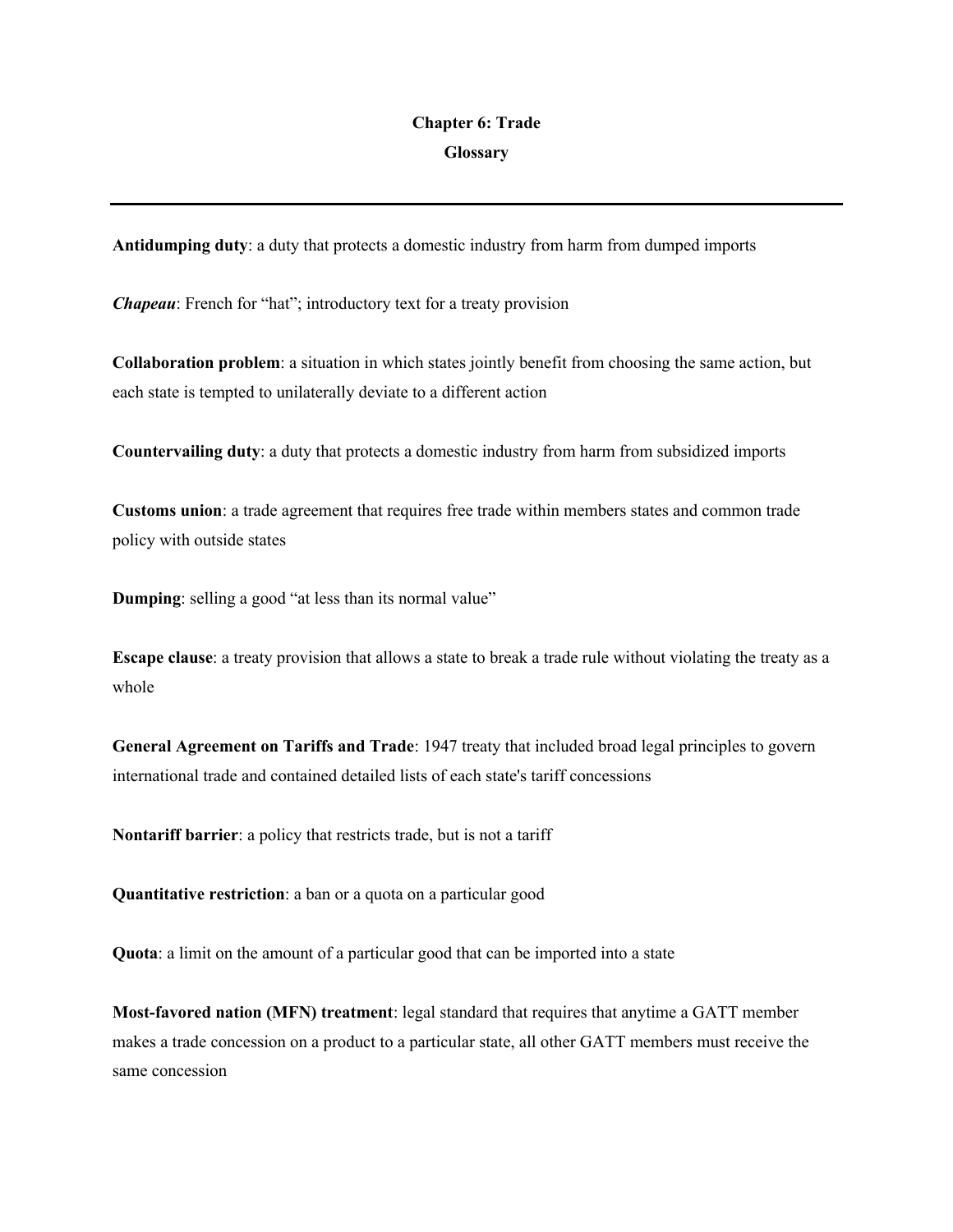# Chapter 6: Trade

## Glossary

---

**Antidumping duty**: a duty that protects a domestic industry from harm from dumped imports

***Chapeau***: French for "hat"; introductory text for a treaty provision

**Collaboration problem**: a situation in which states jointly benefit from choosing the same action, but each state is tempted to unilaterally deviate to a different action

**Countervailing duty**: a duty that protects a domestic industry from harm from subsidized imports

**Customs union**: a trade agreement that requires free trade within members states and common trade policy with outside states

**Dumping**: selling a good "at less than its normal value"

**Escape clause**: a treaty provision that allows a state to break a trade rule without violating the treaty as a whole

**General Agreement on Tariffs and Trade**: 1947 treaty that included broad legal principles to govern international trade and contained detailed lists of each state's tariff concessions

**Nontariff barrier**: a policy that restricts trade, but is not a tariff

**Quantitative restriction**: a ban or a quota on a particular good

**Quota**: a limit on the amount of a particular good that can be imported into a state

**Most-favored nation (MFN) treatment**: legal standard that requires that anytime a GATT member makes a trade concession on a product to a particular state, all other GATT members must receive the same concession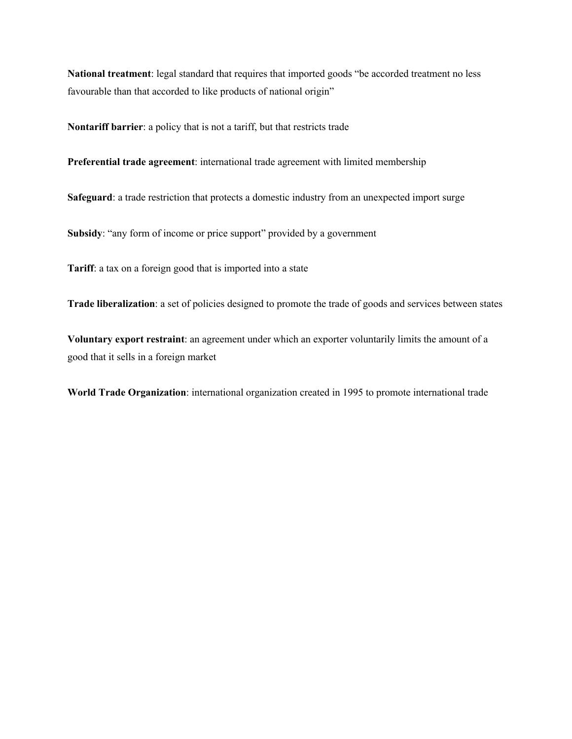**National treatment**: legal standard that requires that imported goods "be accorded treatment no less favourable than that accorded to like products of national origin"

**Nontariff barrier**: a policy that is not a tariff, but that restricts trade

**Preferential trade agreement**: international trade agreement with limited membership

**Safeguard**: a trade restriction that protects a domestic industry from an unexpected import surge

**Subsidy**: "any form of income or price support" provided by a government

**Tariff**: a tax on a foreign good that is imported into a state

**Trade liberalization**: a set of policies designed to promote the trade of goods and services between states

**Voluntary export restraint**: an agreement under which an exporter voluntarily limits the amount of a good that it sells in a foreign market

**World Trade Organization**: international organization created in 1995 to promote international trade